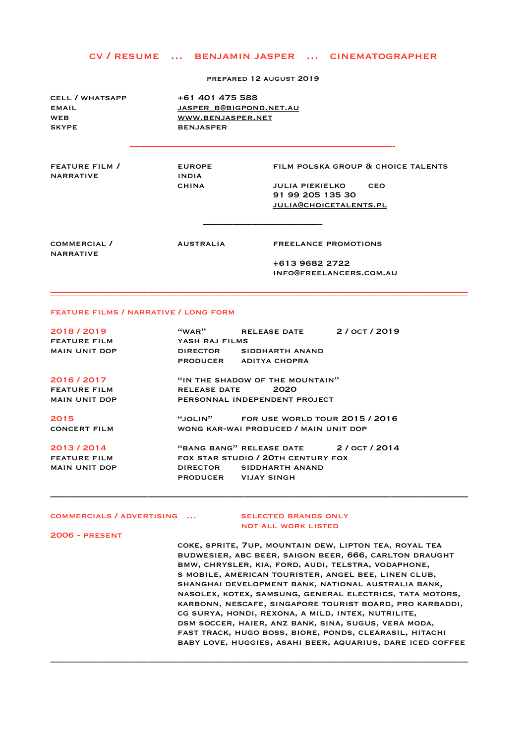# CV / RESUME ... BENJAMIN JASPER ... CINEMATOGRAPHER

PREPARED 12 AUGUST 2019

| | |
|---|---|
| CELL / WHATSAPP | +61 401 475 588 |
| EMAIL | JASPER_B@BIGPOND.NET.AU |
| WEB | WWW.BENJASPER.NET |
| SKYPE | BENJASPER |

---

| | | |
|---|---|---|
| FEATURE FILM / NARRATIVE | EUROPE<br>INDIA<br>CHINA | FILM POLSKA GROUP & CHOICE TALENTS<br><br>JULIA PIEKIELKO CEO<br>91 99 205 135 30<br>JULIA@CHOICETALENTS.PL |

---

| | | |
|---|---|---|
| COMMERCIAL / NARRATIVE | AUSTRALIA | FREELANCE PROMOTIONS<br><br>+613 9682 2722<br>INFO@FREELANCERS.COM.AU |

---

## FEATURE FILMS / NARRATIVE / LONG FORM

**2018 / 2019**
FEATURE FILM
MAIN UNIT DOP

"WAR" RELEASE DATE 2 / OCT / 2019
YASH RAJ FILMS
DIRECTOR SIDDHARTH ANAND
PRODUCER ADITYA CHOPRA

**2016 / 2017**
FEATURE FILM
MAIN UNIT DOP

"IN THE SHADOW OF THE MOUNTAIN"
RELEASE DATE 2020
PERSONNAL INDEPENDENT PROJECT

**2015**
CONCERT FILM

"JOLIN" FOR USE WORLD TOUR 2015 / 2016
WONG KAR-WAI PRODUCED / MAIN UNIT DOP

**2013 / 2014**
FEATURE FILM
MAIN UNIT DOP

"BANG BANG" RELEASE DATE 2 / OCT / 2014
FOX STAR STUDIO / 20TH CENTURY FOX
DIRECTOR SIDDHARTH ANAND
PRODUCER VIJAY SINGH

---

## COMMERCIALS / ADVERTISING ...

SELECTED BRANDS ONLY
NOT ALL WORK LISTED

**2006 - PRESENT**

COKE, SPRITE, 7UP, MOUNTAIN DEW, LIPTON TEA, ROYAL TEA
BUDWESIER, ABC BEER, SAIGON BEER, 666, CARLTON DRAUGHT
BMW, CHRYSLER, KIA, FORD, AUDI, TELSTRA, VODAPHONE,
S MOBILE, AMERICAN TOURISTER, ANGEL BEE, LINEN CLUB,
SHANGHAI DEVELOPMENT BANK, NATIONAL AUSTRALIA BANK,
NASOLEX, KOTEX, SAMSUNG, GENERAL ELECTRICS, TATA MOTORS,
KARBONN, NESCAFE, SINGAPORE TOURIST BOARD, PRO KARBADDI,
CG SURYA, HONDI, REXONA, A MILD, INTEX, NUTRILITE,
DSM SOCCER, HAIER, ANZ BANK, SINA, SUGUS, VERA MODA,
FAST TRACK, HUGO BOSS, BIORE, PONDS, CLEARASIL, HITACHI
BABY LOVE, HUGGIES, ASAHI BEER, AQUARIUS, DARE ICED COFFEE

---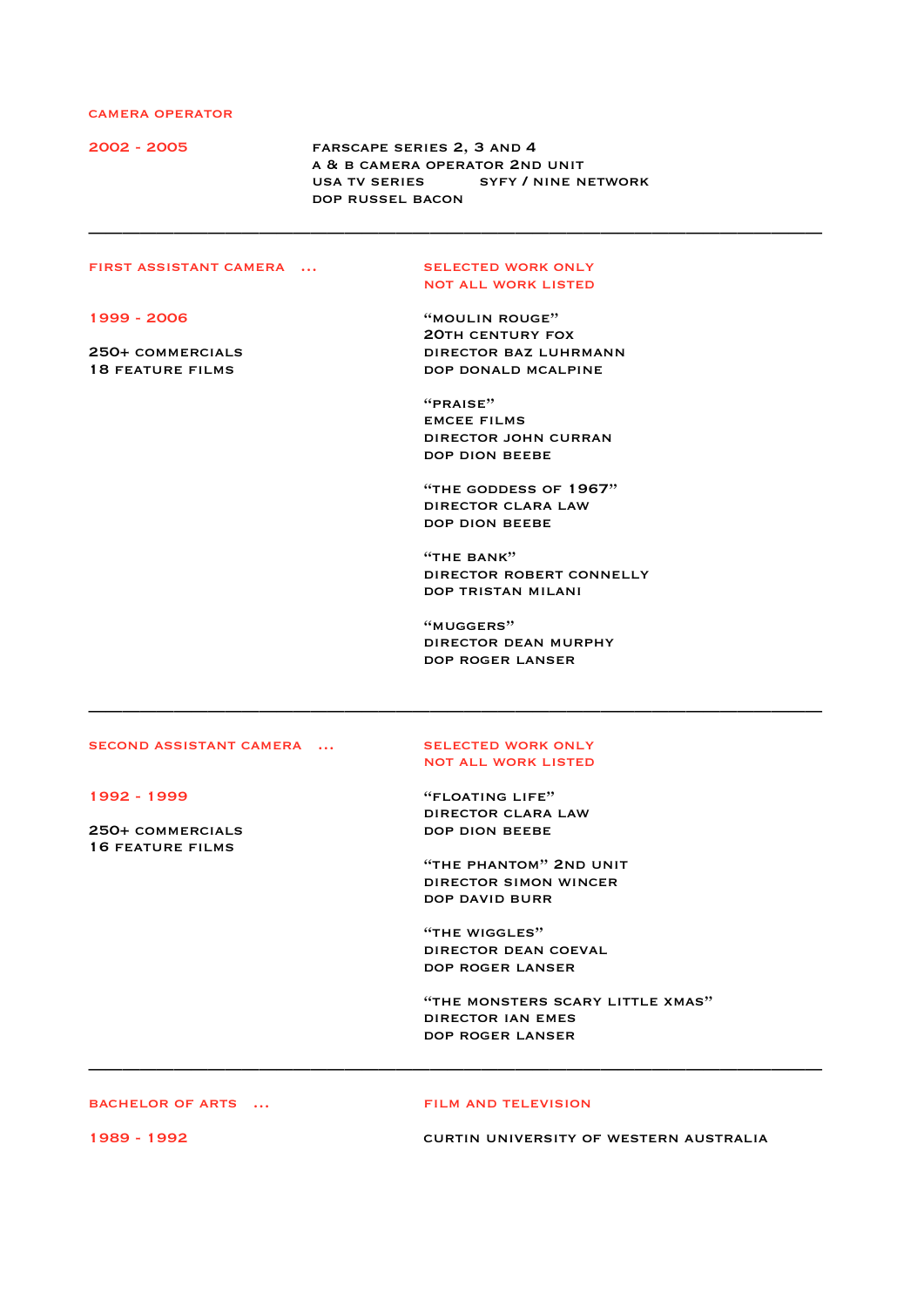## CAMERA OPERATOR

**2002 - 2005**

FARSCAPE SERIES 2, 3 AND 4
A & B CAMERA OPERATOR 2ND UNIT
USA TV SERIES SYFY / NINE NETWORK
DOP RUSSEL BACON

---

## FIRST ASSISTANT CAMERA ...

SELECTED WORK ONLY
NOT ALL WORK LISTED

**1999 - 2006**

250+ COMMERCIALS
18 FEATURE FILMS

"MOULIN ROUGE"
20TH CENTURY FOX
DIRECTOR BAZ LUHRMANN
DOP DONALD MCALPINE

"PRAISE"
EMCEE FILMS
DIRECTOR JOHN CURRAN
DOP DION BEEBE

"THE GODDESS OF 1967"
DIRECTOR CLARA LAW
DOP DION BEEBE

"THE BANK"
DIRECTOR ROBERT CONNELLY
DOP TRISTAN MILANI

"MUGGERS"
DIRECTOR DEAN MURPHY
DOP ROGER LANSER

---

## SECOND ASSISTANT CAMERA ...

SELECTED WORK ONLY
NOT ALL WORK LISTED

**1992 - 1999**

250+ COMMERCIALS
16 FEATURE FILMS

"FLOATING LIFE"
DIRECTOR CLARA LAW
DOP DION BEEBE

"THE PHANTOM" 2ND UNIT
DIRECTOR SIMON WINCER
DOP DAVID BURR

"THE WIGGLES"
DIRECTOR DEAN COEVAL
DOP ROGER LANSER

"THE MONSTERS SCARY LITTLE XMAS"
DIRECTOR IAN EMES
DOP ROGER LANSER

---

## BACHELOR OF ARTS ...

FILM AND TELEVISION

**1989 - 1992**

CURTIN UNIVERSITY OF WESTERN AUSTRALIA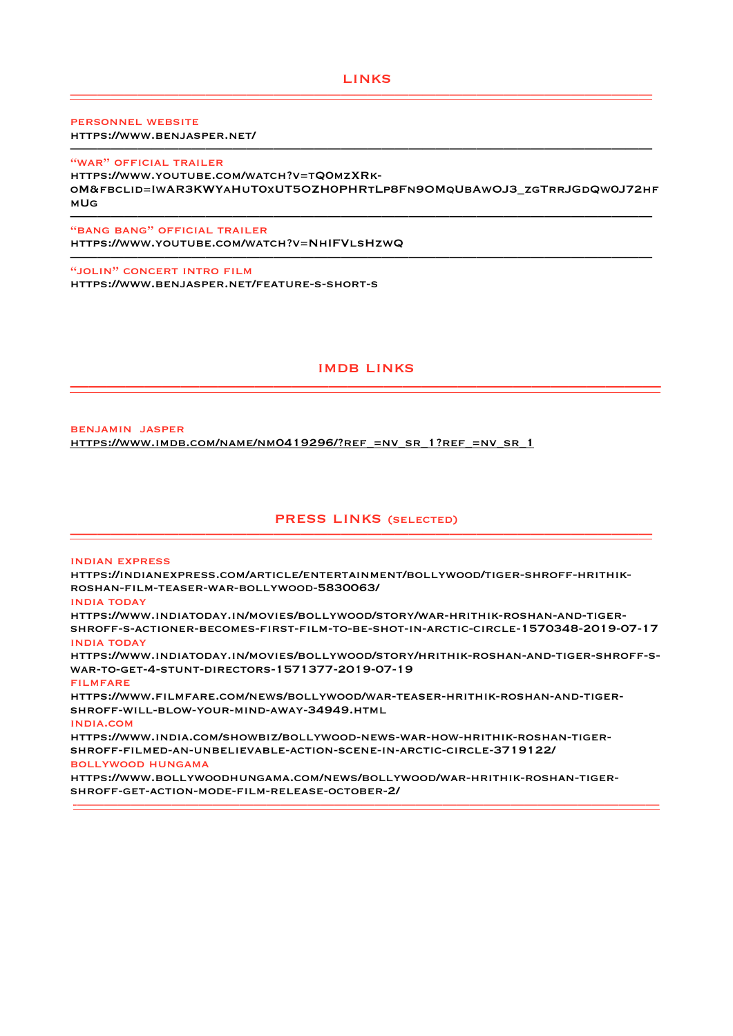## LINKS

**PERSONNEL WEBSITE**
HTTPS://WWW.BENJASPER.NET/

---

**"WAR" OFFICIAL TRAILER**
HTTPS://WWW.YOUTUBE.COM/WATCH?V=TQ0MZXRK-OM&FBCLID=IWAR3KWYAHUT0XUT5OZH0PHRTLP8FN9OMQUBAWOJ3_ZGTRRJGDQW0J72HFMUG

---

**"BANG BANG" OFFICIAL TRAILER**
HTTPS://WWW.YOUTUBE.COM/WATCH?V=NHIFVLSHZWQ

---

**"JOLIN" CONCERT INTRO FILM**
HTTPS://WWW.BENJASPER.NET/FEATURE-S-SHORT-S

## IMDB LINKS

**BENJAMIN JASPER**
HTTPS://WWW.IMDB.COM/NAME/NM0419296/?REF_=NV_SR_1?REF_=NV_SR_1

## PRESS LINKS (SELECTED)

**INDIAN EXPRESS**
HTTPS://INDIANEXPRESS.COM/ARTICLE/ENTERTAINMENT/BOLLYWOOD/TIGER-SHROFF-HRITHIK-ROSHAN-FILM-TEASER-WAR-BOLLYWOOD-5830063/

**INDIA TODAY**
HTTPS://WWW.INDIATODAY.IN/MOVIES/BOLLYWOOD/STORY/WAR-HRITHIK-ROSHAN-AND-TIGER-SHROFF-S-ACTIONER-BECOMES-FIRST-FILM-TO-BE-SHOT-IN-ARCTIC-CIRCLE-1570348-2019-07-17

**INDIA TODAY**
HTTPS://WWW.INDIATODAY.IN/MOVIES/BOLLYWOOD/STORY/HRITHIK-ROSHAN-AND-TIGER-SHROFF-S-WAR-TO-GET-4-STUNT-DIRECTORS-1571377-2019-07-19

**FILMFARE**
HTTPS://WWW.FILMFARE.COM/NEWS/BOLLYWOOD/WAR-TEASER-HRITHIK-ROSHAN-AND-TIGER-SHROFF-WILL-BLOW-YOUR-MIND-AWAY-34949.HTML

**INDIA.COM**
HTTPS://WWW.INDIA.COM/SHOWBIZ/BOLLYWOOD-NEWS-WAR-HOW-HRITHIK-ROSHAN-TIGER-SHROFF-FILMED-AN-UNBELIEVABLE-ACTION-SCENE-IN-ARCTIC-CIRCLE-3719122/

**BOLLYWOOD HUNGAMA**
HTTPS://WWW.BOLLYWOODHUNGAMA.COM/NEWS/BOLLYWOOD/WAR-HRITHIK-ROSHAN-TIGER-SHROFF-GET-ACTION-MODE-FILM-RELEASE-OCTOBER-2/